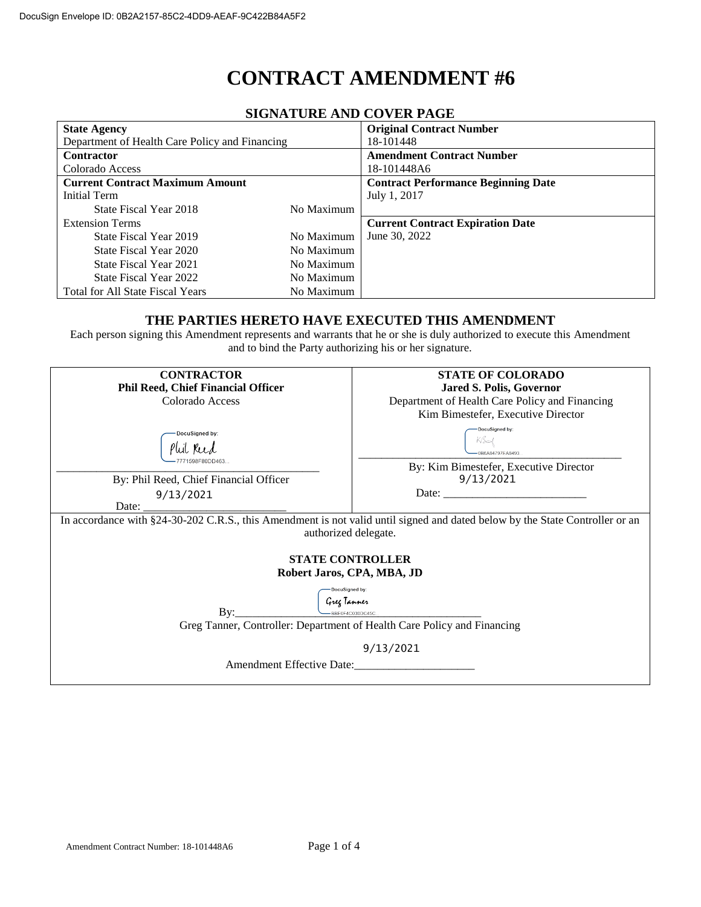DocuSign Envelope ID: 0B2A2157-85C2-4DD9-AEAF-9C422B84A5F2

# CONTRACT AMENDMENT #6

## SIGNATURE AND COVER PAGE

| | | |
|---|---|---|
| **State Agency**<br>Department of Health Care Policy and Financing | | **Original Contract Number**<br>18-101448 |
| **Contractor**<br>Colorado Access | | **Amendment Contract Number**<br>18-101448A6 |
| **Current Contract Maximum Amount** | | **Contract Performance Beginning Date**<br>July 1, 2017 |
| Initial Term | | |
| State Fiscal Year 2018 | No Maximum | |
| Extension Terms | | **Current Contract Expiration Date**<br>June 30, 2022 |
| State Fiscal Year 2019 | No Maximum | |
| State Fiscal Year 2020 | No Maximum | |
| State Fiscal Year 2021 | No Maximum | |
| State Fiscal Year 2022 | No Maximum | |
| Total for All State Fiscal Years | No Maximum | |

## THE PARTIES HERETO HAVE EXECUTED THIS AMENDMENT

Each person signing this Amendment represents and warrants that he or she is duly authorized to execute this Amendment and to bind the Party authorizing his or her signature.

| CONTRACTOR | STATE OF COLORADO |
|---|---|
| **Phil Reed, Chief Financial Officer**<br>Colorado Access | **Jared S. Polis, Governor**<br>Department of Health Care Policy and Financing<br>Kim Bimestefer, Executive Director |
| DocuSigned by: Phil Reed<br>7771598F80DD463... | DocuSigned by: KB<br>0B6A84797EA8493... |
| By: Phil Reed, Chief Financial Officer | By: Kim Bimestefer, Executive Director |
| Date: 9/13/2021 | Date: 9/13/2021 |

In accordance with §24-30-202 C.R.S., this Amendment is not valid until signed and dated below by the State Controller or an authorized delegate.

**STATE CONTROLLER**
**Robert Jaros, CPA, MBA, JD**

By: DocuSigned by: Greg Tanner (BBE0F4C030DC45C...)

Greg Tanner, Controller: Department of Health Care Policy and Financing

Amendment Effective Date: 9/13/2021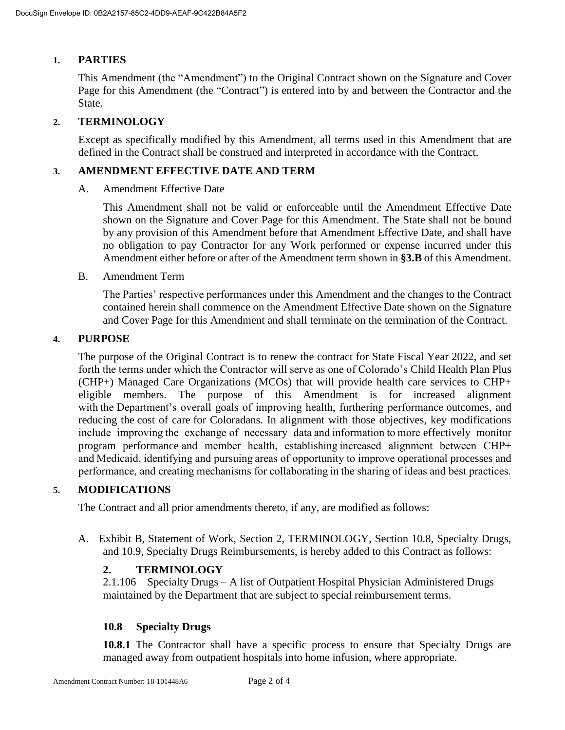## 1. PARTIES

This Amendment (the "Amendment") to the Original Contract shown on the Signature and Cover Page for this Amendment (the "Contract") is entered into by and between the Contractor and the State.

## 2. TERMINOLOGY

Except as specifically modified by this Amendment, all terms used in this Amendment that are defined in the Contract shall be construed and interpreted in accordance with the Contract.

## 3. AMENDMENT EFFECTIVE DATE AND TERM

A. Amendment Effective Date

This Amendment shall not be valid or enforceable until the Amendment Effective Date shown on the Signature and Cover Page for this Amendment. The State shall not be bound by any provision of this Amendment before that Amendment Effective Date, and shall have no obligation to pay Contractor for any Work performed or expense incurred under this Amendment either before or after of the Amendment term shown in **§3.B** of this Amendment.

B. Amendment Term

The Parties' respective performances under this Amendment and the changes to the Contract contained herein shall commence on the Amendment Effective Date shown on the Signature and Cover Page for this Amendment and shall terminate on the termination of the Contract.

## 4. PURPOSE

The purpose of the Original Contract is to renew the contract for State Fiscal Year 2022, and set forth the terms under which the Contractor will serve as one of Colorado's Child Health Plan Plus (CHP+) Managed Care Organizations (MCOs) that will provide health care services to CHP+ eligible members. The purpose of this Amendment is for increased alignment with the Department's overall goals of improving health, furthering performance outcomes, and reducing the cost of care for Coloradans. In alignment with those objectives, key modifications include improving the exchange of necessary data and information to more effectively monitor program performance and member health, establishing increased alignment between CHP+ and Medicaid, identifying and pursuing areas of opportunity to improve operational processes and performance, and creating mechanisms for collaborating in the sharing of ideas and best practices.

## 5. MODIFICATIONS

The Contract and all prior amendments thereto, if any, are modified as follows:

A. Exhibit B, Statement of Work, Section 2, TERMINOLOGY, Section 10.8, Specialty Drugs, and 10.9, Specialty Drugs Reimbursements, is hereby added to this Contract as follows:

**2. TERMINOLOGY**

2.1.106 Specialty Drugs – A list of Outpatient Hospital Physician Administered Drugs maintained by the Department that are subject to special reimbursement terms.

**10.8 Specialty Drugs**

**10.8.1** The Contractor shall have a specific process to ensure that Specialty Drugs are managed away from outpatient hospitals into home infusion, where appropriate.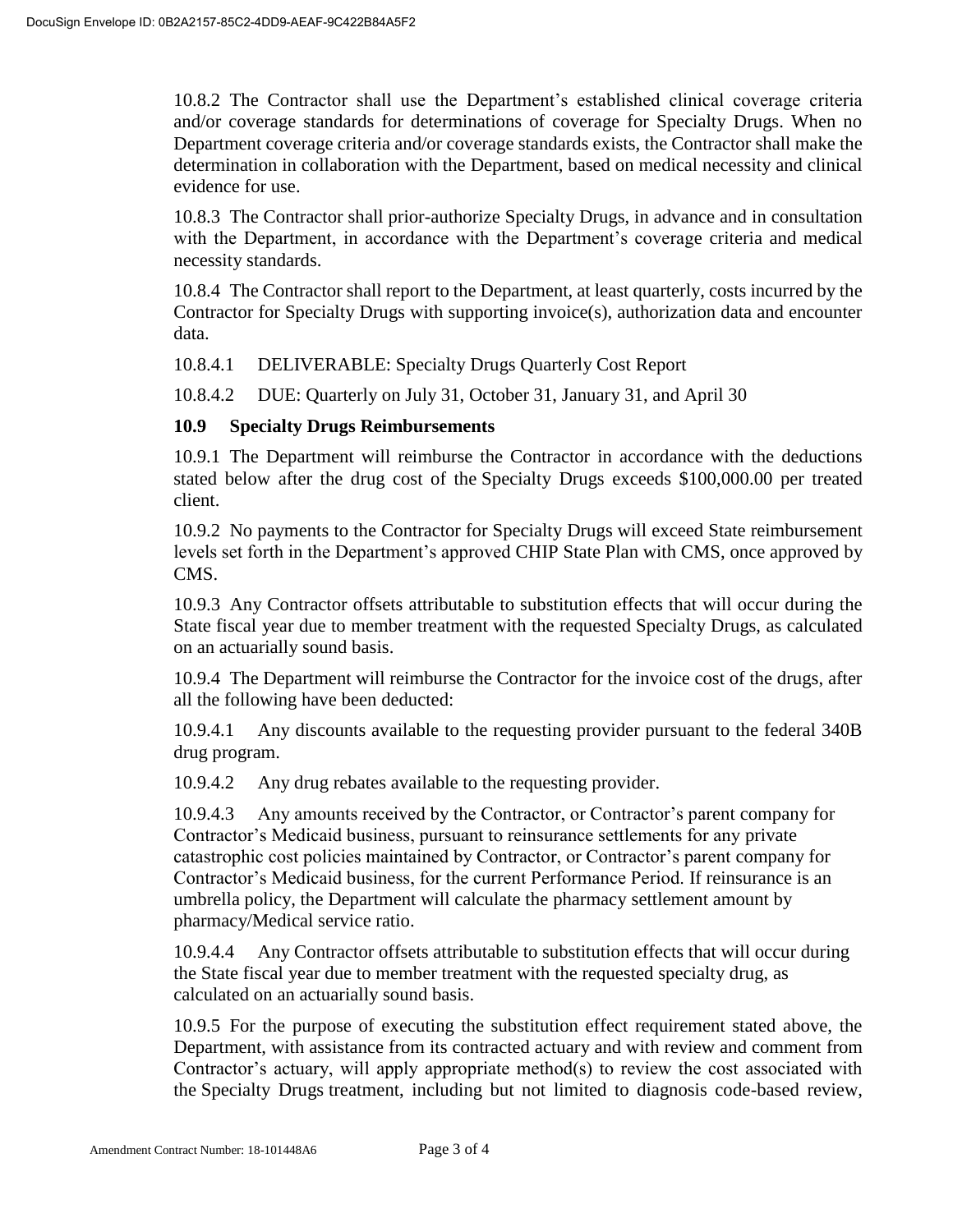10.8.2 The Contractor shall use the Department's established clinical coverage criteria and/or coverage standards for determinations of coverage for Specialty Drugs. When no Department coverage criteria and/or coverage standards exists, the Contractor shall make the determination in collaboration with the Department, based on medical necessity and clinical evidence for use.

10.8.3 The Contractor shall prior-authorize Specialty Drugs, in advance and in consultation with the Department, in accordance with the Department's coverage criteria and medical necessity standards.

10.8.4 The Contractor shall report to the Department, at least quarterly, costs incurred by the Contractor for Specialty Drugs with supporting invoice(s), authorization data and encounter data.

10.8.4.1 DELIVERABLE: Specialty Drugs Quarterly Cost Report

10.8.4.2 DUE: Quarterly on July 31, October 31, January 31, and April 30

**10.9 Specialty Drugs Reimbursements**

10.9.1 The Department will reimburse the Contractor in accordance with the deductions stated below after the drug cost of the Specialty Drugs exceeds $100,000.00 per treated client.

10.9.2 No payments to the Contractor for Specialty Drugs will exceed State reimbursement levels set forth in the Department's approved CHIP State Plan with CMS, once approved by CMS.

10.9.3 Any Contractor offsets attributable to substitution effects that will occur during the State fiscal year due to member treatment with the requested Specialty Drugs, as calculated on an actuarially sound basis.

10.9.4 The Department will reimburse the Contractor for the invoice cost of the drugs, after all the following have been deducted:

10.9.4.1 Any discounts available to the requesting provider pursuant to the federal 340B drug program.

10.9.4.2 Any drug rebates available to the requesting provider.

10.9.4.3 Any amounts received by the Contractor, or Contractor's parent company for Contractor's Medicaid business, pursuant to reinsurance settlements for any private catastrophic cost policies maintained by Contractor, or Contractor's parent company for Contractor's Medicaid business, for the current Performance Period. If reinsurance is an umbrella policy, the Department will calculate the pharmacy settlement amount by pharmacy/Medical service ratio.

10.9.4.4 Any Contractor offsets attributable to substitution effects that will occur during the State fiscal year due to member treatment with the requested specialty drug, as calculated on an actuarially sound basis.

10.9.5 For the purpose of executing the substitution effect requirement stated above, the Department, with assistance from its contracted actuary and with review and comment from Contractor's actuary, will apply appropriate method(s) to review the cost associated with the Specialty Drugs treatment, including but not limited to diagnosis code-based review,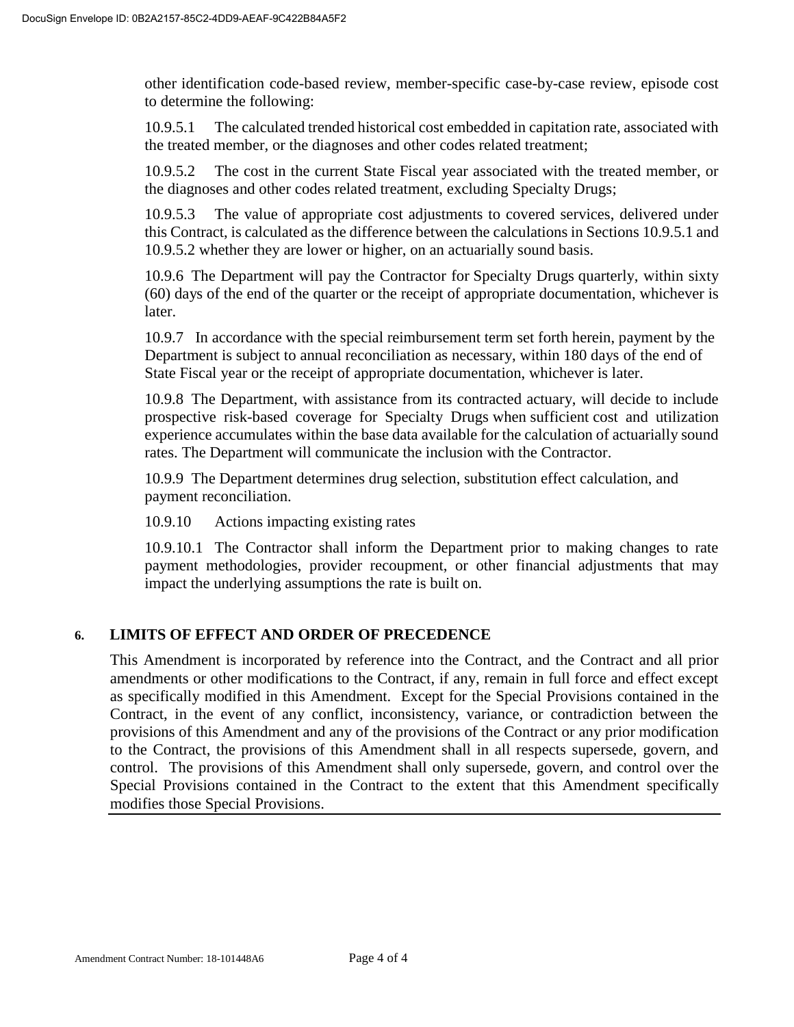other identification code-based review, member-specific case-by-case review, episode cost to determine the following:

10.9.5.1 The calculated trended historical cost embedded in capitation rate, associated with the treated member, or the diagnoses and other codes related treatment;

10.9.5.2 The cost in the current State Fiscal year associated with the treated member, or the diagnoses and other codes related treatment, excluding Specialty Drugs;

10.9.5.3 The value of appropriate cost adjustments to covered services, delivered under this Contract, is calculated as the difference between the calculations in Sections 10.9.5.1 and 10.9.5.2 whether they are lower or higher, on an actuarially sound basis.

10.9.6 The Department will pay the Contractor for Specialty Drugs quarterly, within sixty (60) days of the end of the quarter or the receipt of appropriate documentation, whichever is later.

10.9.7 In accordance with the special reimbursement term set forth herein, payment by the Department is subject to annual reconciliation as necessary, within 180 days of the end of State Fiscal year or the receipt of appropriate documentation, whichever is later.

10.9.8 The Department, with assistance from its contracted actuary, will decide to include prospective risk-based coverage for Specialty Drugs when sufficient cost and utilization experience accumulates within the base data available for the calculation of actuarially sound rates. The Department will communicate the inclusion with the Contractor.

10.9.9 The Department determines drug selection, substitution effect calculation, and payment reconciliation.

10.9.10 Actions impacting existing rates

10.9.10.1 The Contractor shall inform the Department prior to making changes to rate payment methodologies, provider recoupment, or other financial adjustments that may impact the underlying assumptions the rate is built on.

## 6. LIMITS OF EFFECT AND ORDER OF PRECEDENCE

This Amendment is incorporated by reference into the Contract, and the Contract and all prior amendments or other modifications to the Contract, if any, remain in full force and effect except as specifically modified in this Amendment. Except for the Special Provisions contained in the Contract, in the event of any conflict, inconsistency, variance, or contradiction between the provisions of this Amendment and any of the provisions of the Contract or any prior modification to the Contract, the provisions of this Amendment shall in all respects supersede, govern, and control. The provisions of this Amendment shall only supersede, govern, and control over the Special Provisions contained in the Contract to the extent that this Amendment specifically modifies those Special Provisions.